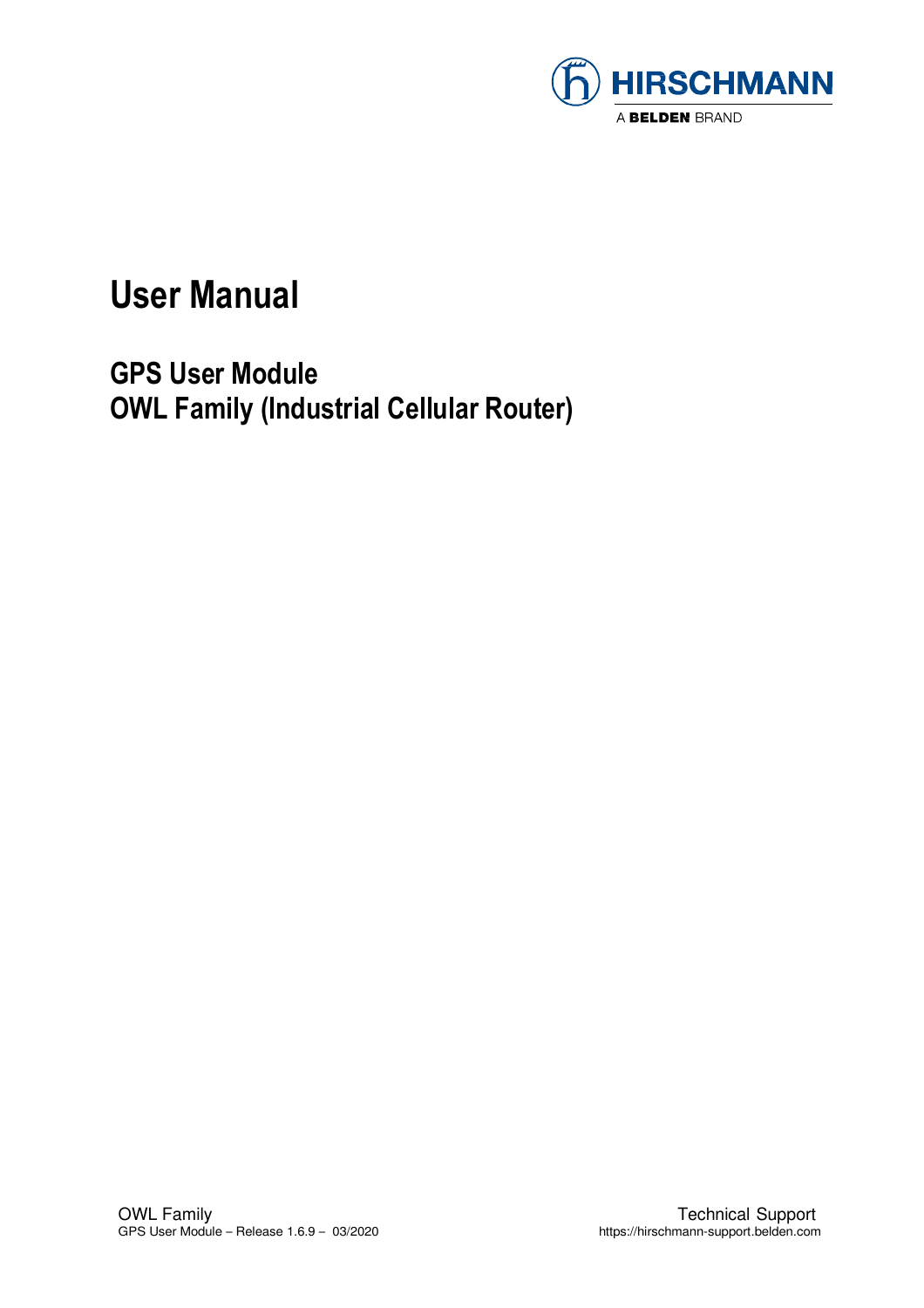HIRSCHMANN

A BELDEN BRAND

# User Manual

## GPS User Module
## OWL Family (Industrial Cellular Router)

OWL Family
GPS User Module – Release 1.6.9 – 03/2020

Technical Support
https://hirschmann-support.belden.com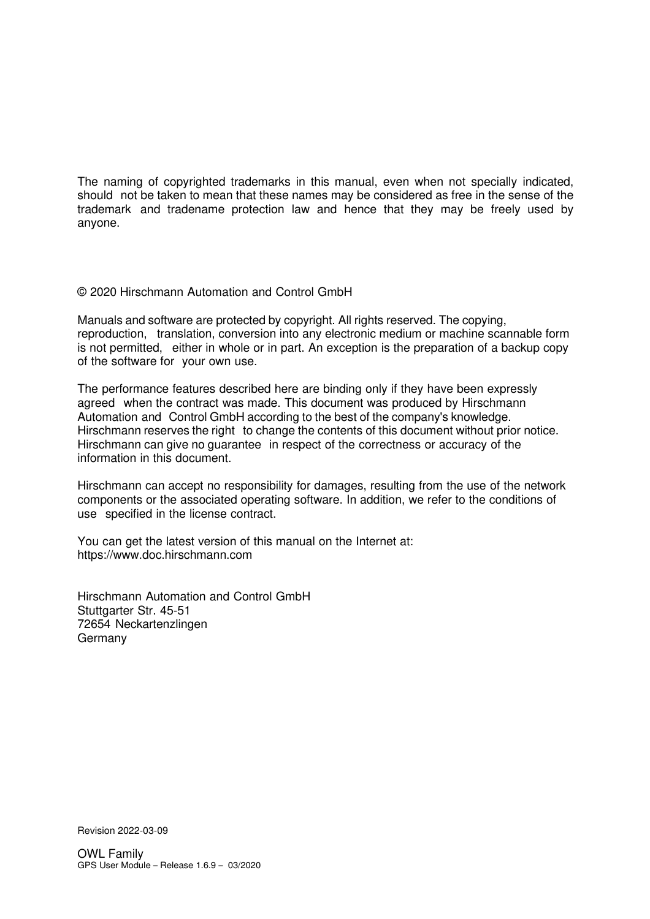The naming of copyrighted trademarks in this manual, even when not specially indicated, should not be taken to mean that these names may be considered as free in the sense of the trademark and tradename protection law and hence that they may be freely used by anyone.

© 2020 Hirschmann Automation and Control GmbH

Manuals and software are protected by copyright. All rights reserved. The copying, reproduction, translation, conversion into any electronic medium or machine scannable form is not permitted, either in whole or in part. An exception is the preparation of a backup copy of the software for your own use.

The performance features described here are binding only if they have been expressly agreed when the contract was made. This document was produced by Hirschmann Automation and Control GmbH according to the best of the company's knowledge. Hirschmann reserves the right to change the contents of this document without prior notice. Hirschmann can give no guarantee in respect of the correctness or accuracy of the information in this document.

Hirschmann can accept no responsibility for damages, resulting from the use of the network components or the associated operating software. In addition, we refer to the conditions of use specified in the license contract.

You can get the latest version of this manual on the Internet at:
https://www.doc.hirschmann.com

Hirschmann Automation and Control GmbH
Stuttgarter Str. 45-51
72654 Neckartenzlingen
Germany

Revision 2022-03-09

OWL Family
GPS User Module – Release 1.6.9 – 03/2020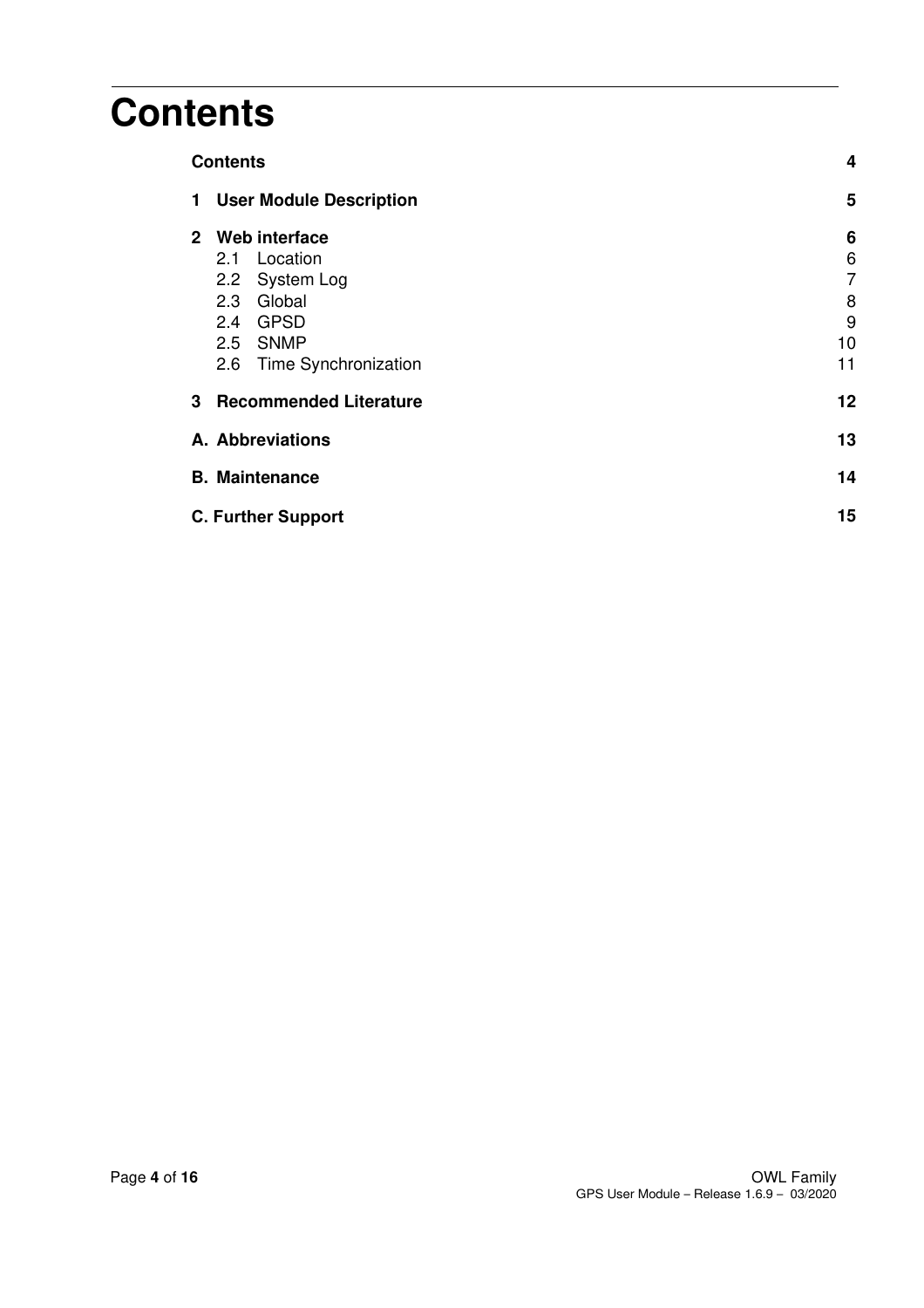# Contents

| | |
|---|---|
| **Contents** | **4** |
| **1 User Module Description** | **5** |
| **2 Web interface** | **6** |
| 2.1 Location | 6 |
| 2.2 System Log | 7 |
| 2.3 Global | 8 |
| 2.4 GPSD | 9 |
| 2.5 SNMP | 10 |
| 2.6 Time Synchronization | 11 |
| **3 Recommended Literature** | **12** |
| **A. Abbreviations** | **13** |
| **B. Maintenance** | **14** |
| **C. Further Support** | **15** |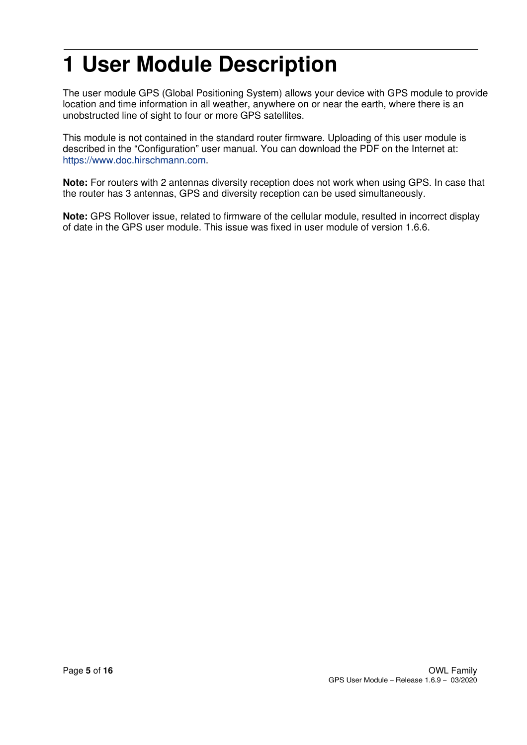# 1 User Module Description

The user module GPS (Global Positioning System) allows your device with GPS module to provide location and time information in all weather, anywhere on or near the earth, where there is an unobstructed line of sight to four or more GPS satellites.

This module is not contained in the standard router firmware. Uploading of this user module is described in the “Configuration” user manual. You can download the PDF on the Internet at: https://www.doc.hirschmann.com.

**Note:** For routers with 2 antennas diversity reception does not work when using GPS. In case that the router has 3 antennas, GPS and diversity reception can be used simultaneously.

**Note:** GPS Rollover issue, related to firmware of the cellular module, resulted in incorrect display of date in the GPS user module. This issue was fixed in user module of version 1.6.6.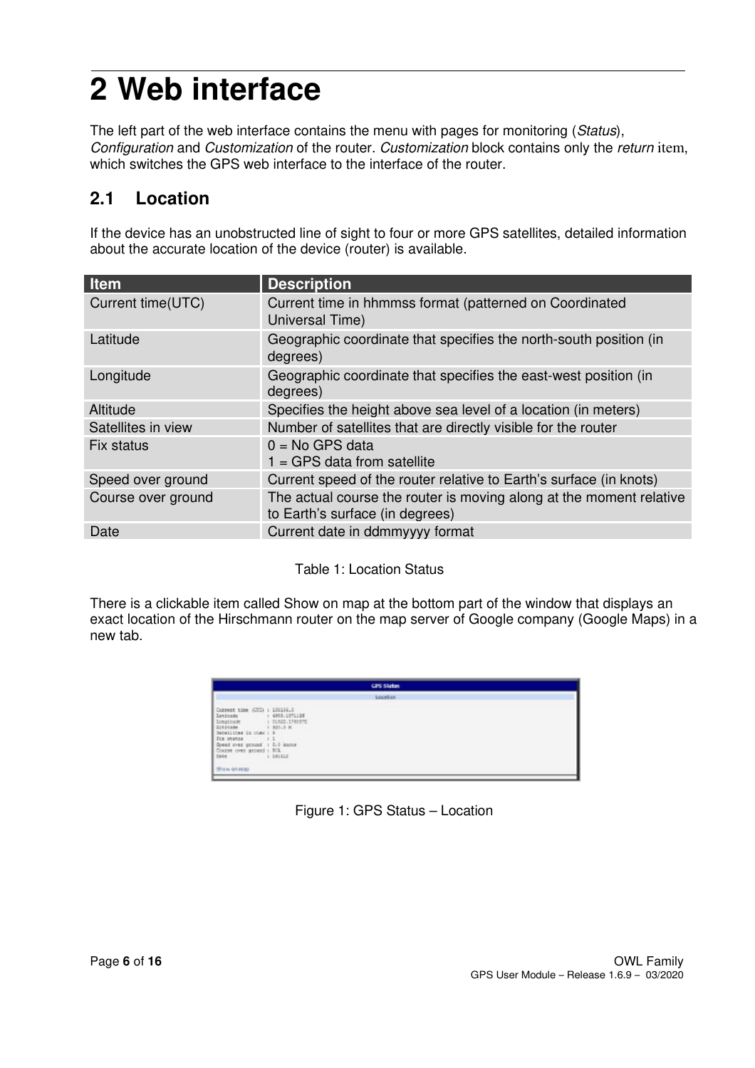# 2 Web interface

The left part of the web interface contains the menu with pages for monitoring (*Status*), *Configuration* and *Customization* of the router. *Customization* block contains only the *return* item, which switches the GPS web interface to the interface of the router.

## 2.1 Location

If the device has an unobstructed line of sight to four or more GPS satellites, detailed information about the accurate location of the device (router) is available.

| Item | Description |
|---|---|
| Current time(UTC) | Current time in hhmmss format (patterned on Coordinated Universal Time) |
| Latitude | Geographic coordinate that specifies the north-south position (in degrees) |
| Longitude | Geographic coordinate that specifies the east-west position (in degrees) |
| Altitude | Specifies the height above sea level of a location (in meters) |
| Satellites in view | Number of satellites that are directly visible for the router |
| Fix status | 0 = No GPS data<br>1 = GPS data from satellite |
| Speed over ground | Current speed of the router relative to Earth's surface (in knots) |
| Course over ground | The actual course the router is moving along at the moment relative to Earth's surface (in degrees) |
| Date | Current date in ddmmyyyy format |

Table 1: Location Status

There is a clickable item called Show on map at the bottom part of the window that displays an exact location of the Hirschmann router on the map server of Google company (Google Maps) in a new tab.

Figure 1: GPS Status – Location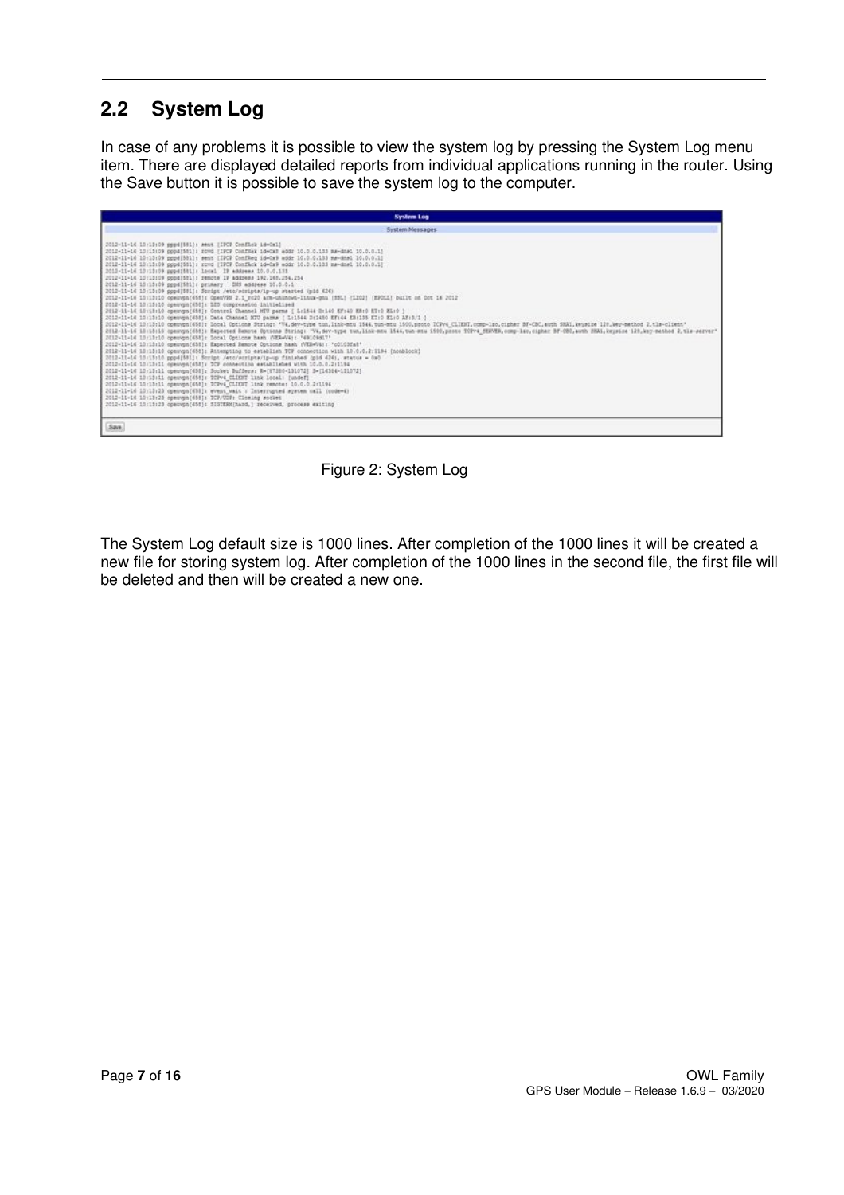## 2.2 System Log

In case of any problems it is possible to view the system log by pressing the System Log menu item. There are displayed detailed reports from individual applications running in the router. Using the Save button it is possible to save the system log to the computer.

Figure 2: System Log

The System Log default size is 1000 lines. After completion of the 1000 lines it will be created a new file for storing system log. After completion of the 1000 lines in the second file, the first file will be deleted and then will be created a new one.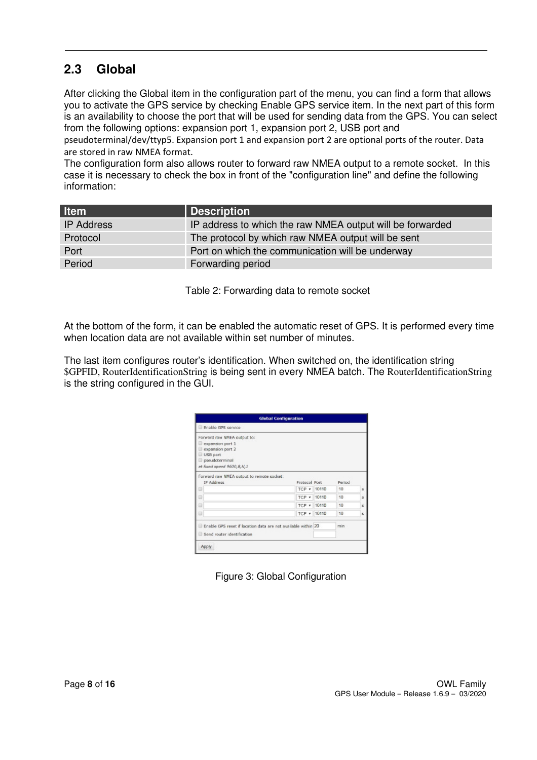## 2.3 Global

After clicking the Global item in the configuration part of the menu, you can find a form that allows you to activate the GPS service by checking Enable GPS service item. In the next part of this form is an availability to choose the port that will be used for sending data from the GPS. You can select from the following options: expansion port 1, expansion port 2, USB port and pseudoterminal/dev/ttyp5. Expansion port 1 and expansion port 2 are optional ports of the router. Data are stored in raw NMEA format.
The configuration form also allows router to forward raw NMEA output to a remote socket. In this case it is necessary to check the box in front of the "configuration line" and define the following information:

| Item | Description |
|---|---|
| IP Address | IP address to which the raw NMEA output will be forwarded |
| Protocol | The protocol by which raw NMEA output will be sent |
| Port | Port on which the communication will be underway |
| Period | Forwarding period |

Table 2: Forwarding data to remote socket

At the bottom of the form, it can be enabled the automatic reset of GPS. It is performed every time when location data are not available within set number of minutes.

The last item configures router's identification. When switched on, the identification string $GPFID, RouterIdentificationString is being sent in every NMEA batch. The RouterIdentificationString is the string configured in the GUI.

Figure 3: Global Configuration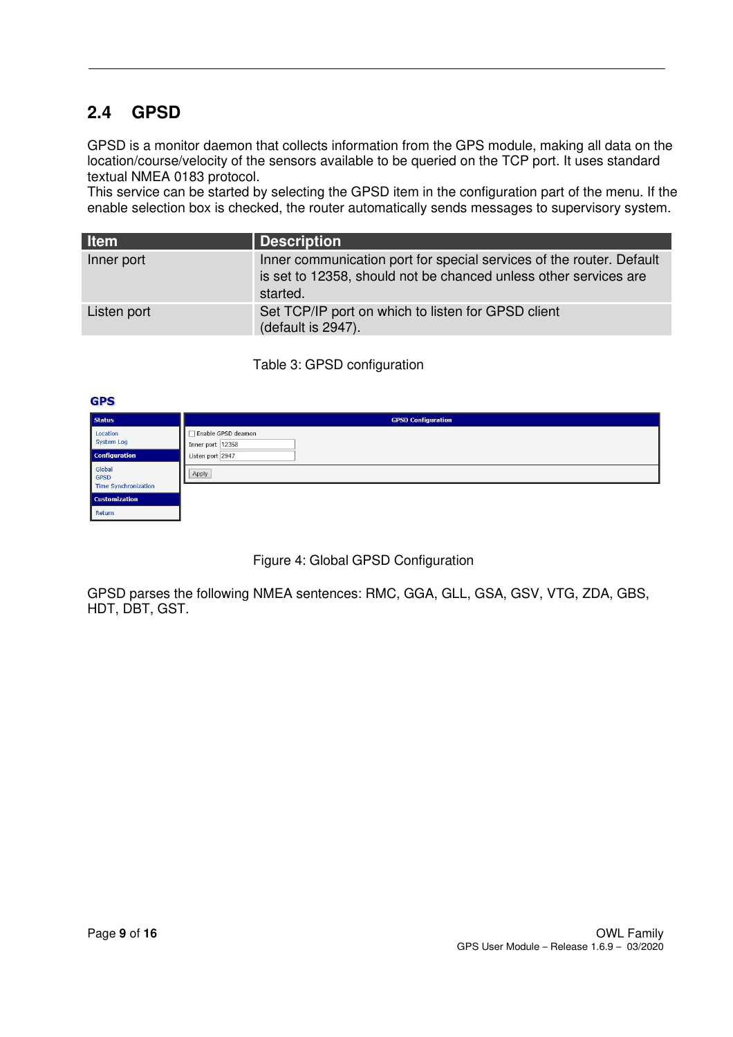## 2.4 GPSD

GPSD is a monitor daemon that collects information from the GPS module, making all data on the location/course/velocity of the sensors available to be queried on the TCP port. It uses standard textual NMEA 0183 protocol.
This service can be started by selecting the GPSD item in the configuration part of the menu. If the enable selection box is checked, the router automatically sends messages to supervisory system.

| Item | Description |
|---|---|
| Inner port | Inner communication port for special services of the router. Default is set to 12358, should not be chanced unless other services are started. |
| Listen port | Set TCP/IP port on which to listen for GPSD client (default is 2947). |

Table 3: GPSD configuration

Figure 4: Global GPSD Configuration

GPSD parses the following NMEA sentences: RMC, GGA, GLL, GSA, GSV, VTG, ZDA, GBS, HDT, DBT, GST.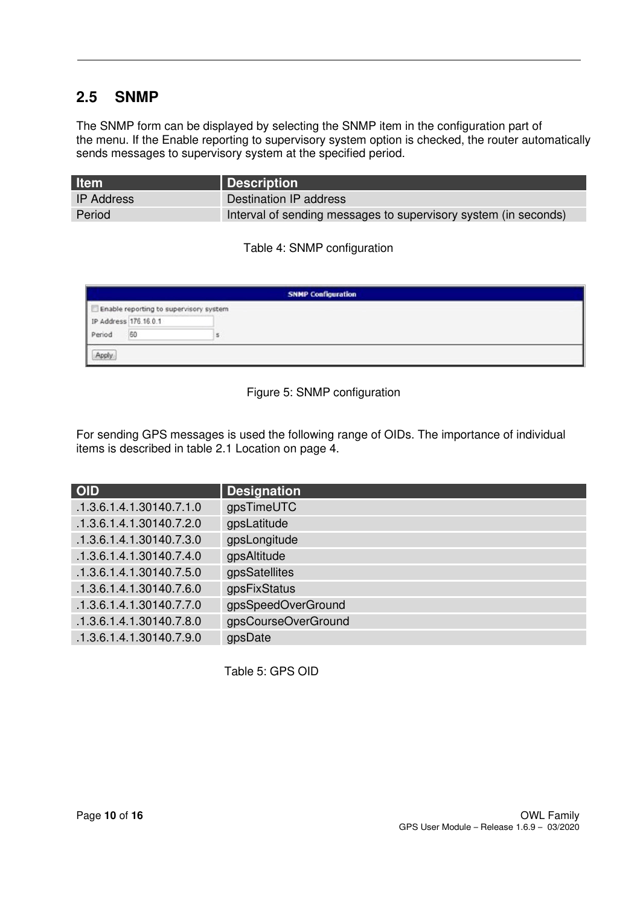## 2.5 SNMP

The SNMP form can be displayed by selecting the SNMP item in the configuration part of the menu. If the Enable reporting to supervisory system option is checked, the router automatically sends messages to supervisory system at the specified period.

| Item | Description |
|---|---|
| IP Address | Destination IP address |
| Period | Interval of sending messages to supervisory system (in seconds) |

Table 4: SNMP configuration

Figure 5: SNMP configuration

For sending GPS messages is used the following range of OIDs. The importance of individual items is described in table 2.1 Location on page 4.

| OID | Designation |
|---|---|
| .1.3.6.1.4.1.30140.7.1.0 | gpsTimeUTC |
| .1.3.6.1.4.1.30140.7.2.0 | gpsLatitude |
| .1.3.6.1.4.1.30140.7.3.0 | gpsLongitude |
| .1.3.6.1.4.1.30140.7.4.0 | gpsAltitude |
| .1.3.6.1.4.1.30140.7.5.0 | gpsSatellites |
| .1.3.6.1.4.1.30140.7.6.0 | gpsFixStatus |
| .1.3.6.1.4.1.30140.7.7.0 | gpsSpeedOverGround |
| .1.3.6.1.4.1.30140.7.8.0 | gpsCourseOverGround |
| .1.3.6.1.4.1.30140.7.9.0 | gpsDate |

Table 5: GPS OID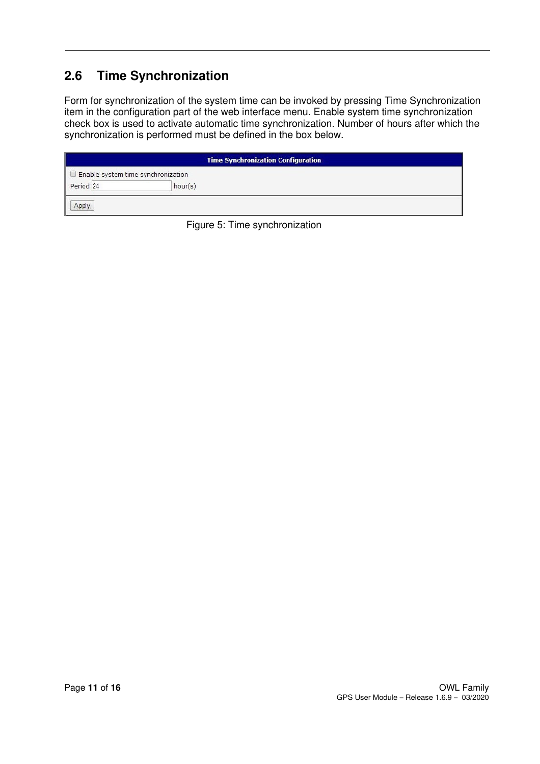## 2.6 Time Synchronization

Form for synchronization of the system time can be invoked by pressing Time Synchronization item in the configuration part of the web interface menu. Enable system time synchronization check box is used to activate automatic time synchronization. Number of hours after which the synchronization is performed must be defined in the box below.

| Time Synchronization Configuration |
| --- |
| ☐ Enable system time synchronization |
| Period 24 hour(s) |
| Apply |

Figure 5: Time synchronization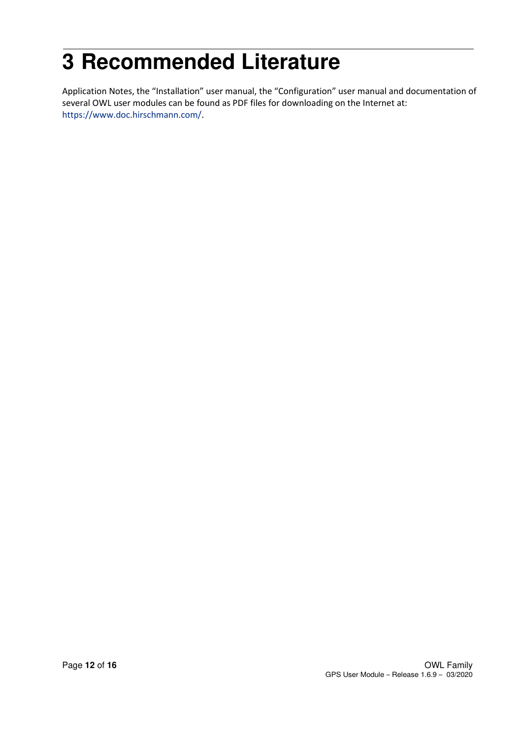# 3 Recommended Literature

Application Notes, the "Installation" user manual, the "Configuration" user manual and documentation of several OWL user modules can be found as PDF files for downloading on the Internet at: https://www.doc.hirschmann.com/.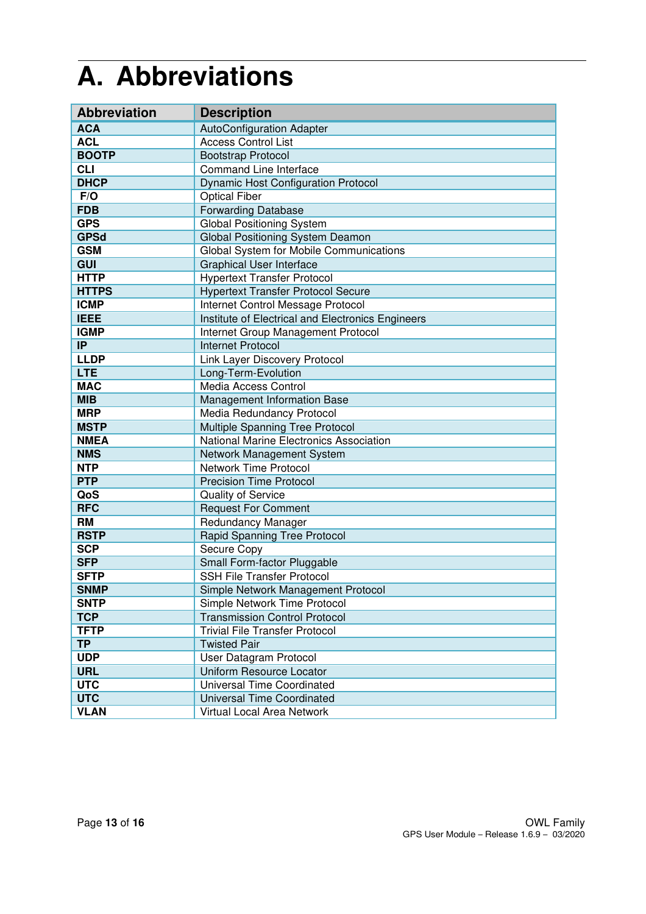# A. Abbreviations

| Abbreviation | Description |
|---|---|
| **ACA** | AutoConfiguration Adapter |
| **ACL** | Access Control List |
| **BOOTP** | Bootstrap Protocol |
| **CLI** | Command Line Interface |
| **DHCP** | Dynamic Host Configuration Protocol |
| **F/O** | Optical Fiber |
| **FDB** | Forwarding Database |
| **GPS** | Global Positioning System |
| **GPSd** | Global Positioning System Deamon |
| **GSM** | Global System for Mobile Communications |
| **GUI** | Graphical User Interface |
| **HTTP** | Hypertext Transfer Protocol |
| **HTTPS** | Hypertext Transfer Protocol Secure |
| **ICMP** | Internet Control Message Protocol |
| **IEEE** | Institute of Electrical and Electronics Engineers |
| **IGMP** | Internet Group Management Protocol |
| **IP** | Internet Protocol |
| **LLDP** | Link Layer Discovery Protocol |
| **LTE** | Long-Term-Evolution |
| **MAC** | Media Access Control |
| **MIB** | Management Information Base |
| **MRP** | Media Redundancy Protocol |
| **MSTP** | Multiple Spanning Tree Protocol |
| **NMEA** | National Marine Electronics Association |
| **NMS** | Network Management System |
| **NTP** | Network Time Protocol |
| **PTP** | Precision Time Protocol |
| **QoS** | Quality of Service |
| **RFC** | Request For Comment |
| **RM** | Redundancy Manager |
| **RSTP** | Rapid Spanning Tree Protocol |
| **SCP** | Secure Copy |
| **SFP** | Small Form-factor Pluggable |
| **SFTP** | SSH File Transfer Protocol |
| **SNMP** | Simple Network Management Protocol |
| **SNTP** | Simple Network Time Protocol |
| **TCP** | Transmission Control Protocol |
| **TFTP** | Trivial File Transfer Protocol |
| **TP** | Twisted Pair |
| **UDP** | User Datagram Protocol |
| **URL** | Uniform Resource Locator |
| **UTC** | Universal Time Coordinated |
| **UTC** | Universal Time Coordinated |
| **VLAN** | Virtual Local Area Network |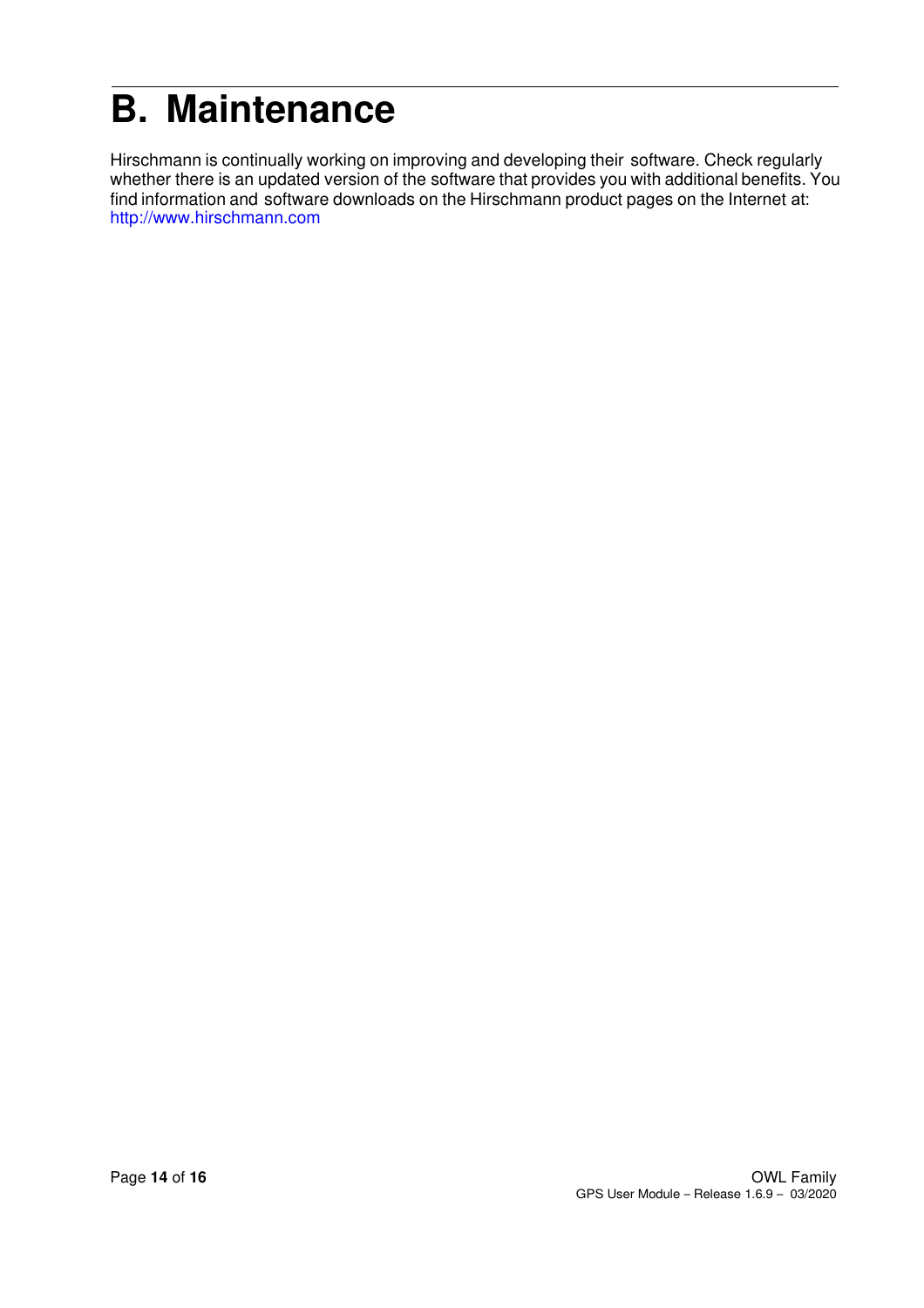# B. Maintenance

Hirschmann is continually working on improving and developing their software. Check regularly whether there is an updated version of the software that provides you with additional benefits. You find information and software downloads on the Hirschmann product pages on the Internet at: http://www.hirschmann.com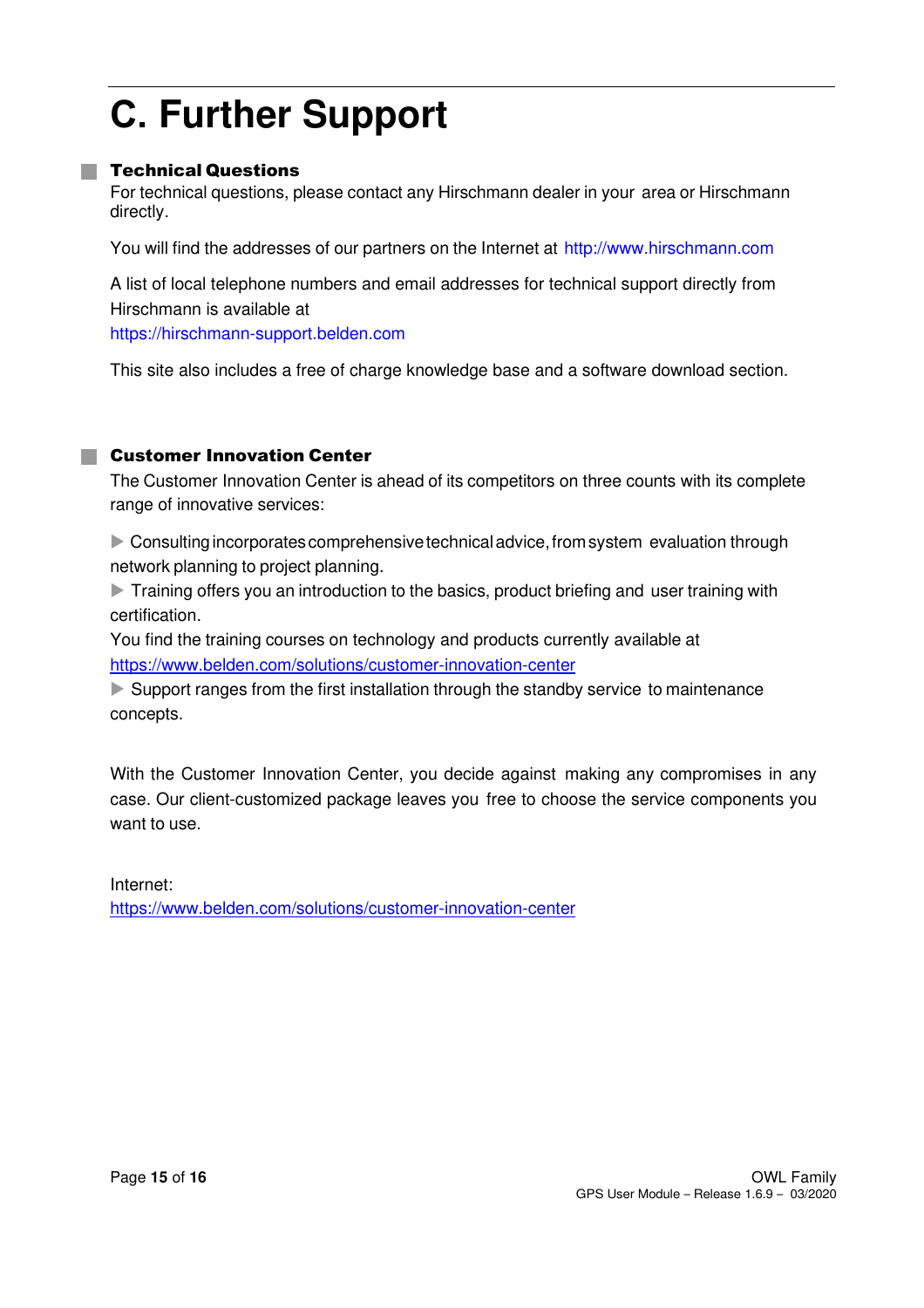# C. Further Support

## Technical Questions

For technical questions, please contact any Hirschmann dealer in your area or Hirschmann directly.

You will find the addresses of our partners on the Internet at http://www.hirschmann.com

A list of local telephone numbers and email addresses for technical support directly from Hirschmann is available at
https://hirschmann-support.belden.com

This site also includes a free of charge knowledge base and a software download section.

## Customer Innovation Center

The Customer Innovation Center is ahead of its competitors on three counts with its complete range of innovative services:

- Consulting incorporates comprehensive technical advice, from system evaluation through network planning to project planning.
- Training offers you an introduction to the basics, product briefing and user training with certification.
  You find the training courses on technology and products currently available at
  https://www.belden.com/solutions/customer-innovation-center
- Support ranges from the first installation through the standby service to maintenance concepts.

With the Customer Innovation Center, you decide against making any compromises in any case. Our client-customized package leaves you free to choose the service components you want to use.

Internet:
https://www.belden.com/solutions/customer-innovation-center